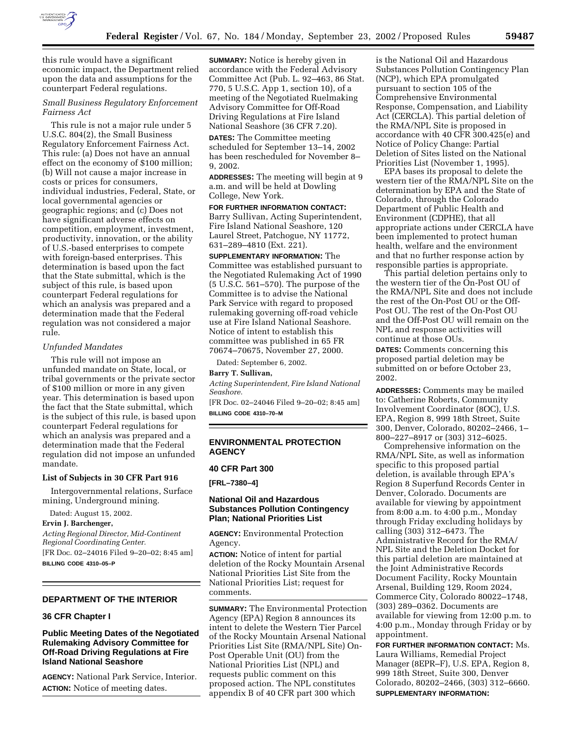this rule would have a significant economic impact, the Department relied upon the data and assumptions for the counterpart Federal regulations.

*Small Business Regulatory Enforcement Fairness Act*

This rule is not a major rule under 5 U.S.C. 804(2), the Small Business Regulatory Enforcement Fairness Act. This rule: (a) Does not have an annual effect on the economy of $100 million; (b) Will not cause a major increase in costs or prices for consumers, individual industries, Federal, State, or local governmental agencies or geographic regions; and (c) Does not have significant adverse effects on competition, employment, investment, productivity, innovation, or the ability of U.S.-based enterprises to compete with foreign-based enterprises. This determination is based upon the fact that the State submittal, which is the subject of this rule, is based upon counterpart Federal regulations for which an analysis was prepared and a determination made that the Federal regulation was not considered a major rule.

*Unfunded Mandates*

This rule will not impose an unfunded mandate on State, local, or tribal governments or the private sector of $100 million or more in any given year. This determination is based upon the fact that the State submittal, which is the subject of this rule, is based upon counterpart Federal regulations for which an analysis was prepared and a determination made that the Federal regulation did not impose an unfunded mandate.

**List of Subjects in 30 CFR Part 916**

Intergovernmental relations, Surface mining, Underground mining.

Dated: August 15, 2002.

**Ervin J. Barchenger,**

*Acting Regional Director, Mid-Continent Regional Coordinating Center.*

[FR Doc. 02–24016 Filed 9–20–02; 8:45 am]

**BILLING CODE 4310–05–P**

---

## DEPARTMENT OF THE INTERIOR

### 36 CFR Chapter I

### Public Meeting Dates of the Negotiated Rulemaking Advisory Committee for Off-Road Driving Regulations at Fire Island National Seashore

**AGENCY:** National Park Service, Interior.

**ACTION:** Notice of meeting dates.

**SUMMARY:** Notice is hereby given in accordance with the Federal Advisory Committee Act (Pub. L. 92–463, 86 Stat. 770, 5 U.S.C. App 1, section 10), of a meeting of the Negotiated Ruelmaking Advisory Committee for Off-Road Driving Regulations at Fire Island National Seashore (36 CFR 7.20).

**DATES:** The Committee meeting scheduled for September 13–14, 2002 has been rescheduled for November 8–9, 2002.

**ADDRESSES:** The meeting will begin at 9 a.m. and will be held at Dowling College, New York.

**FOR FURTHER INFORMATION CONTACT:** Barry Sullivan, Acting Superintendent, Fire Island National Seashore, 120 Laurel Street, Patchogue, NY 11772, 631–289–4810 (Ext. 221).

**SUPPLEMENTARY INFORMATION:** The Committee was established pursuant to the Negotiated Rulemaking Act of 1990 (5 U.S.C. 561–570). The purpose of the Committee is to advise the National Park Service with regard to proposed rulemaking governing off-road vehicle use at Fire Island National Seashore. Notice of intent to establish this committee was published in 65 FR 70674–70675, November 27, 2000.

Dated: September 6, 2002.

**Barry T. Sullivan,**

*Acting Superintendent, Fire Island National Seashore.*

[FR Doc. 02–24046 Filed 9–20–02; 8:45 am]

**BILLING CODE 4310–70–M**

---

## ENVIRONMENTAL PROTECTION AGENCY

### 40 CFR Part 300

**[FRL–7380–4]**

### National Oil and Hazardous Substances Pollution Contingency Plan; National Priorities List

**AGENCY:** Environmental Protection Agency.

**ACTION:** Notice of intent for partial deletion of the Rocky Mountain Arsenal National Priorities List Site from the National Priorities List; request for comments.

**SUMMARY:** The Environmental Protection Agency (EPA) Region 8 announces its intent to delete the Western Tier Parcel of the Rocky Mountain Arsenal National Priorities List Site (RMA/NPL Site) On-Post Operable Unit (OU) from the National Priorities List (NPL) and requests public comment on this proposed action. The NPL constitutes appendix B of 40 CFR part 300 which is the National Oil and Hazardous Substances Pollution Contingency Plan (NCP), which EPA promulgated pursuant to section 105 of the Comprehensive Environmental Response, Compensation, and Liability Act (CERCLA). This partial deletion of the RMA/NPL Site is proposed in accordance with 40 CFR 300.425(e) and Notice of Policy Change: Partial Deletion of Sites listed on the National Priorities List (November 1, 1995).

EPA bases its proposal to delete the western tier of the RMA/NPL Site on the determination by EPA and the State of Colorado, through the Colorado Department of Public Health and Environment (CDPHE), that all appropriate actions under CERCLA have been implemented to protect human health, welfare and the environment and that no further response action by responsible parties is appropriate.

This partial deletion pertains only to the western tier of the On-Post OU of the RMA/NPL Site and does not include the rest of the On-Post OU or the Off-Post OU. The rest of the On-Post OU and the Off-Post OU will remain on the NPL and response activities will continue at those OUs.

**DATES:** Comments concerning this proposed partial deletion may be submitted on or before October 23, 2002.

**ADDRESSES:** Comments may be mailed to: Catherine Roberts, Community Involvement Coordinator (8OC), U.S. EPA, Region 8, 999 18th Street, Suite 300, Denver, Colorado, 80202–2466, 1–800–227–8917 or (303) 312–6025.

Comprehensive information on the RMA/NPL Site, as well as information specific to this proposed partial deletion, is available through EPA's Region 8 Superfund Records Center in Denver, Colorado. Documents are available for viewing by appointment from 8:00 a.m. to 4:00 p.m., Monday through Friday excluding holidays by calling (303) 312–6473. The Administrative Record for the RMA/NPL Site and the Deletion Docket for this partial deletion are maintained at the Joint Administrative Records Document Facility, Rocky Mountain Arsenal, Building 129, Room 2024, Commerce City, Colorado 80022–1748, (303) 289–0362. Documents are available for viewing from 12:00 p.m. to 4:00 p.m., Monday through Friday or by appointment.

**FOR FURTHER INFORMATION CONTACT:** Ms. Laura Williams, Remedial Project Manager (8EPR–F), U.S. EPA, Region 8, 999 18th Street, Suite 300, Denver Colorado, 80202–2466, (303) 312–6660.

**SUPPLEMENTARY INFORMATION:**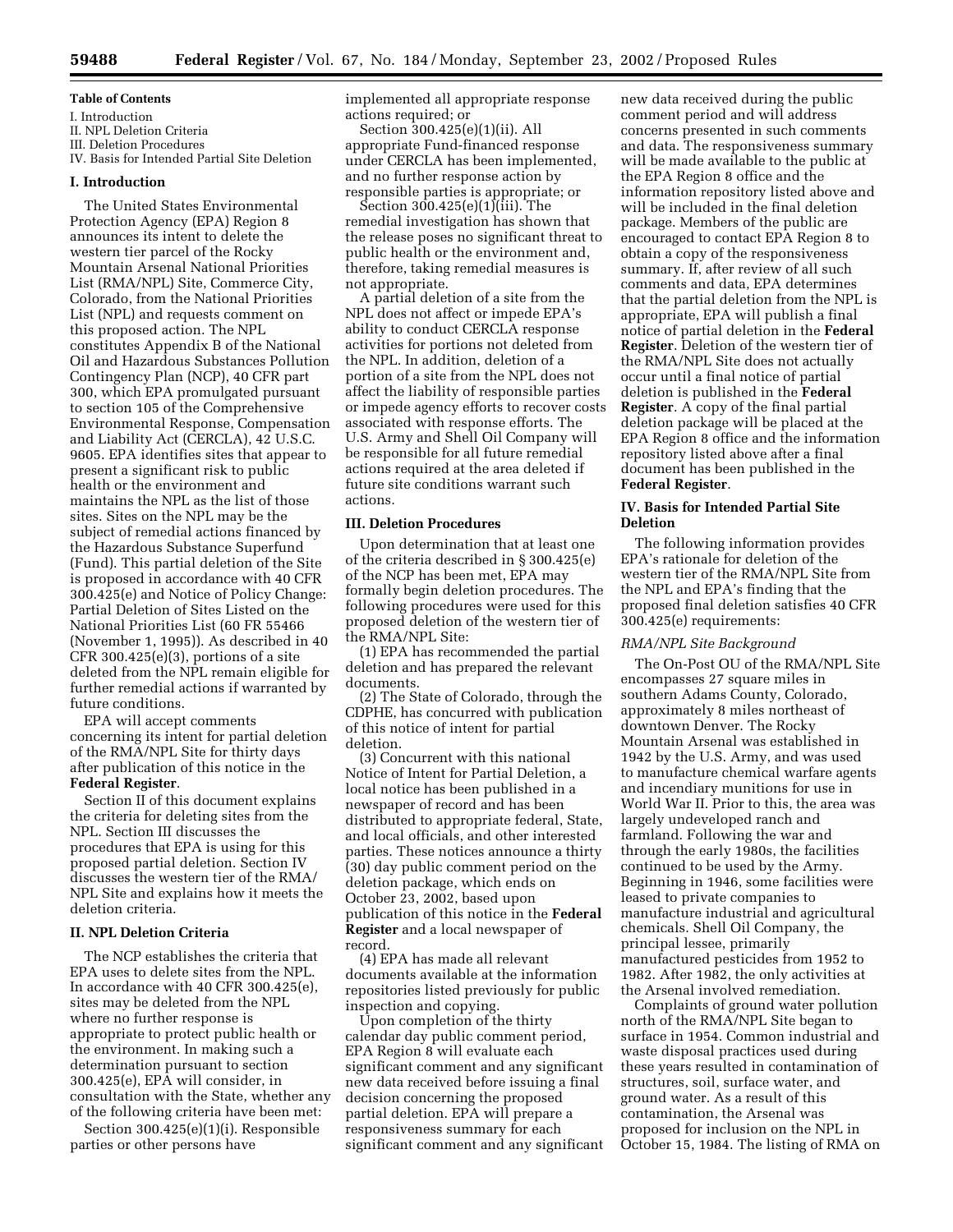**Table of Contents**

I. Introduction
II. NPL Deletion Criteria
III. Deletion Procedures
IV. Basis for Intended Partial Site Deletion

## I. Introduction

The United States Environmental Protection Agency (EPA) Region 8 announces its intent to delete the western tier parcel of the Rocky Mountain Arsenal National Priorities List (RMA/NPL) Site, Commerce City, Colorado, from the National Priorities List (NPL) and requests comment on this proposed action. The NPL constitutes Appendix B of the National Oil and Hazardous Substances Pollution Contingency Plan (NCP), 40 CFR part 300, which EPA promulgated pursuant to section 105 of the Comprehensive Environmental Response, Compensation and Liability Act (CERCLA), 42 U.S.C. 9605. EPA identifies sites that appear to present a significant risk to public health or the environment and maintains the NPL as the list of those sites. Sites on the NPL may be the subject of remedial actions financed by the Hazardous Substance Superfund (Fund). This partial deletion of the Site is proposed in accordance with 40 CFR 300.425(e) and Notice of Policy Change: Partial Deletion of Sites Listed on the National Priorities List (60 FR 55466 (November 1, 1995)). As described in 40 CFR 300.425(e)(3), portions of a site deleted from the NPL remain eligible for further remedial actions if warranted by future conditions.

EPA will accept comments concerning its intent for partial deletion of the RMA/NPL Site for thirty days after publication of this notice in the **Federal Register**.

Section II of this document explains the criteria for deleting sites from the NPL. Section III discusses the procedures that EPA is using for this proposed partial deletion. Section IV discusses the western tier of the RMA/NPL Site and explains how it meets the deletion criteria.

## II. NPL Deletion Criteria

The NCP establishes the criteria that EPA uses to delete sites from the NPL. In accordance with 40 CFR 300.425(e), sites may be deleted from the NPL where no further response is appropriate to protect public health or the environment. In making such a determination pursuant to section 300.425(e), EPA will consider, in consultation with the State, whether any of the following criteria have been met:

Section 300.425(e)(1)(i). Responsible parties or other persons have implemented all appropriate response actions required; or

Section 300.425(e)(1)(ii). All appropriate Fund-financed response under CERCLA has been implemented, and no further response action by responsible parties is appropriate; or

Section 300.425(e)(1)(iii). The remedial investigation has shown that the release poses no significant threat to public health or the environment and, therefore, taking remedial measures is not appropriate.

A partial deletion of a site from the NPL does not affect or impede EPA's ability to conduct CERCLA response activities for portions not deleted from the NPL. In addition, deletion of a portion of a site from the NPL does not affect the liability of responsible parties or impede agency efforts to recover costs associated with response efforts. The U.S. Army and Shell Oil Company will be responsible for all future remedial actions required at the area deleted if future site conditions warrant such actions.

## III. Deletion Procedures

Upon determination that at least one of the criteria described in § 300.425(e) of the NCP has been met, EPA may formally begin deletion procedures. The following procedures were used for this proposed deletion of the western tier of the RMA/NPL Site:

(1) EPA has recommended the partial deletion and has prepared the relevant documents.

(2) The State of Colorado, through the CDPHE, has concurred with publication of this notice of intent for partial deletion.

(3) Concurrent with this national Notice of Intent for Partial Deletion, a local notice has been published in a newspaper of record and has been distributed to appropriate federal, State, and local officials, and other interested parties. These notices announce a thirty (30) day public comment period on the deletion package, which ends on October 23, 2002, based upon publication of this notice in the **Federal Register** and a local newspaper of record.

(4) EPA has made all relevant documents available at the information repositories listed previously for public inspection and copying.

Upon completion of the thirty calendar day public comment period, EPA Region 8 will evaluate each significant comment and any significant new data received before issuing a final decision concerning the proposed partial deletion. EPA will prepare a responsiveness summary for each significant comment and any significant new data received during the public comment period and will address concerns presented in such comments and data. The responsiveness summary will be made available to the public at the EPA Region 8 office and the information repository listed above and will be included in the final deletion package. Members of the public are encouraged to contact EPA Region 8 to obtain a copy of the responsiveness summary. If, after review of all such comments and data, EPA determines that the partial deletion from the NPL is appropriate, EPA will publish a final notice of partial deletion in the **Federal Register**. Deletion of the western tier of the RMA/NPL Site does not actually occur until a final notice of partial deletion is published in the **Federal Register**. A copy of the final partial deletion package will be placed at the EPA Region 8 office and the information repository listed above after a final document has been published in the **Federal Register**.

## IV. Basis for Intended Partial Site Deletion

The following information provides EPA's rationale for deletion of the western tier of the RMA/NPL Site from the NPL and EPA's finding that the proposed final deletion satisfies 40 CFR 300.425(e) requirements:

*RMA/NPL Site Background*

The On-Post OU of the RMA/NPL Site encompasses 27 square miles in southern Adams County, Colorado, approximately 8 miles northeast of downtown Denver. The Rocky Mountain Arsenal was established in 1942 by the U.S. Army, and was used to manufacture chemical warfare agents and incendiary munitions for use in World War II. Prior to this, the area was largely undeveloped ranch and farmland. Following the war and through the early 1980s, the facilities continued to be used by the Army. Beginning in 1946, some facilities were leased to private companies to manufacture industrial and agricultural chemicals. Shell Oil Company, the principal lessee, primarily manufactured pesticides from 1952 to 1982. After 1982, the only activities at the Arsenal involved remediation.

Complaints of ground water pollution north of the RMA/NPL Site began to surface in 1954. Common industrial and waste disposal practices used during these years resulted in contamination of structures, soil, surface water, and ground water. As a result of this contamination, the Arsenal was proposed for inclusion on the NPL in October 15, 1984. The listing of RMA on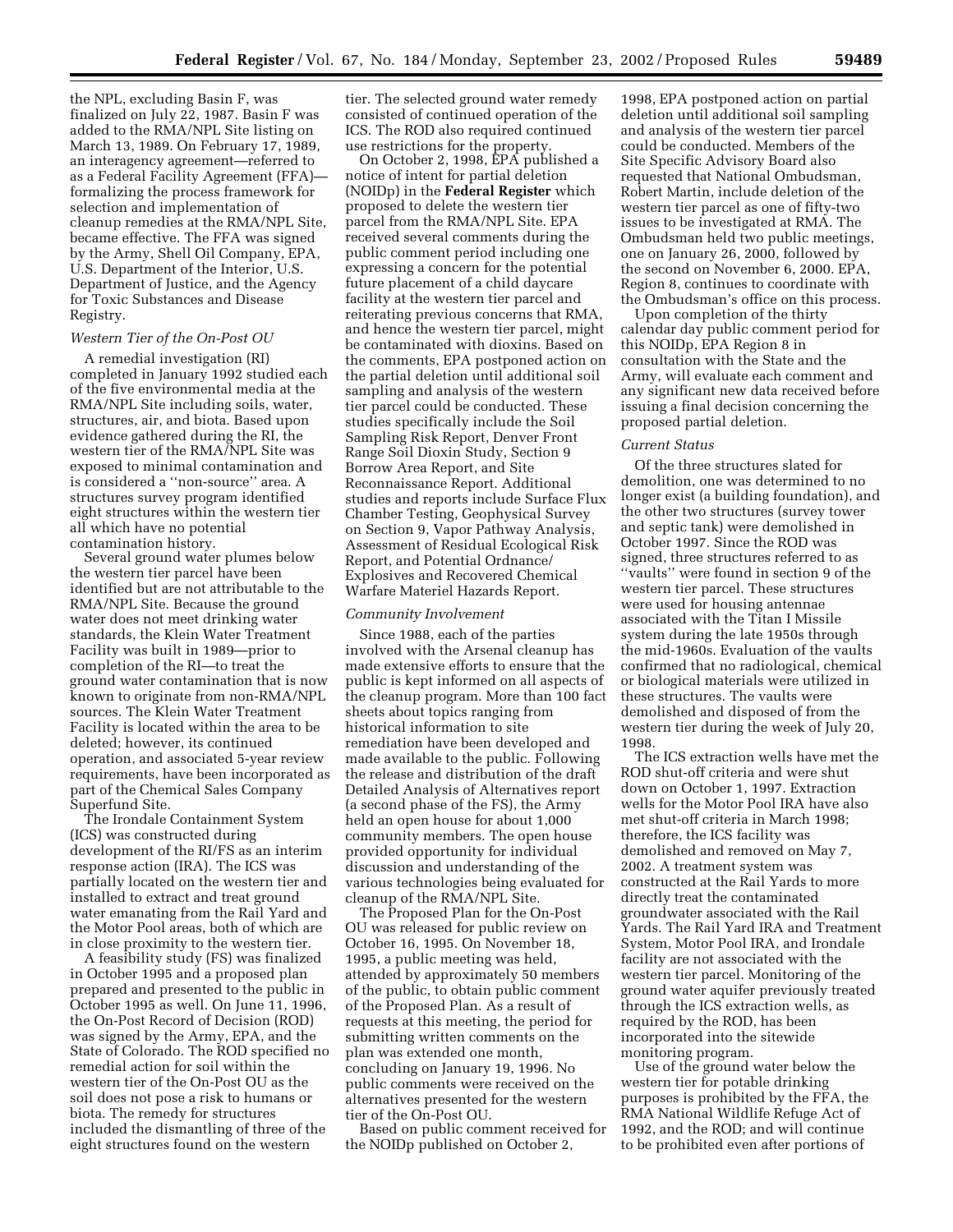the NPL, excluding Basin F, was finalized on July 22, 1987. Basin F was added to the RMA/NPL Site listing on March 13, 1989. On February 17, 1989, an interagency agreement—referred to as a Federal Facility Agreement (FFA)—formalizing the process framework for selection and implementation of cleanup remedies at the RMA/NPL Site, became effective. The FFA was signed by the Army, Shell Oil Company, EPA, U.S. Department of the Interior, U.S. Department of Justice, and the Agency for Toxic Substances and Disease Registry.

*Western Tier of the On-Post OU*

A remedial investigation (RI) completed in January 1992 studied each of the five environmental media at the RMA/NPL Site including soils, water, structures, air, and biota. Based upon evidence gathered during the RI, the western tier of the RMA/NPL Site was exposed to minimal contamination and is considered a ''non-source'' area. A structures survey program identified eight structures within the western tier all which have no potential contamination history.

Several ground water plumes below the western tier parcel have been identified but are not attributable to the RMA/NPL Site. Because the ground water does not meet drinking water standards, the Klein Water Treatment Facility was built in 1989—prior to completion of the RI—to treat the ground water contamination that is now known to originate from non-RMA/NPL sources. The Klein Water Treatment Facility is located within the area to be deleted; however, its continued operation, and associated 5-year review requirements, have been incorporated as part of the Chemical Sales Company Superfund Site.

The Irondale Containment System (ICS) was constructed during development of the RI/FS as an interim response action (IRA). The ICS was partially located on the western tier and installed to extract and treat ground water emanating from the Rail Yard and the Motor Pool areas, both of which are in close proximity to the western tier.

A feasibility study (FS) was finalized in October 1995 and a proposed plan prepared and presented to the public in October 1995 as well. On June 11, 1996, the On-Post Record of Decision (ROD) was signed by the Army, EPA, and the State of Colorado. The ROD specified no remedial action for soil within the western tier of the On-Post OU as the soil does not pose a risk to humans or biota. The remedy for structures included the dismantling of three of the eight structures found on the western tier. The selected ground water remedy consisted of continued operation of the ICS. The ROD also required continued use restrictions for the property.

On October 2, 1998, EPA published a notice of intent for partial deletion (NOIDp) in the **Federal Register** which proposed to delete the western tier parcel from the RMA/NPL Site. EPA received several comments during the public comment period including one expressing a concern for the potential future placement of a child daycare facility at the western tier parcel and reiterating previous concerns that RMA, and hence the western tier parcel, might be contaminated with dioxins. Based on the comments, EPA postponed action on the partial deletion until additional soil sampling and analysis of the western tier parcel could be conducted. These studies specifically include the Soil Sampling Risk Report, Denver Front Range Soil Dioxin Study, Section 9 Borrow Area Report, and Site Reconnaissance Report. Additional studies and reports include Surface Flux Chamber Testing, Geophysical Survey on Section 9, Vapor Pathway Analysis, Assessment of Residual Ecological Risk Report, and Potential Ordnance/Explosives and Recovered Chemical Warfare Materiel Hazards Report.

*Community Involvement*

Since 1988, each of the parties involved with the Arsenal cleanup has made extensive efforts to ensure that the public is kept informed on all aspects of the cleanup program. More than 100 fact sheets about topics ranging from historical information to site remediation have been developed and made available to the public. Following the release and distribution of the draft Detailed Analysis of Alternatives report (a second phase of the FS), the Army held an open house for about 1,000 community members. The open house provided opportunity for individual discussion and understanding of the various technologies being evaluated for cleanup of the RMA/NPL Site.

The Proposed Plan for the On-Post OU was released for public review on October 16, 1995. On November 18, 1995, a public meeting was held, attended by approximately 50 members of the public, to obtain public comment of the Proposed Plan. As a result of requests at this meeting, the period for submitting written comments on the plan was extended one month, concluding on January 19, 1996. No public comments were received on the alternatives presented for the western tier of the On-Post OU.

Based on public comment received for the NOIDp published on October 2, 1998, EPA postponed action on partial deletion until additional soil sampling and analysis of the western tier parcel could be conducted. Members of the Site Specific Advisory Board also requested that National Ombudsman, Robert Martin, include deletion of the western tier parcel as one of fifty-two issues to be investigated at RMA. The Ombudsman held two public meetings, one on January 26, 2000, followed by the second on November 6, 2000. EPA, Region 8, continues to coordinate with the Ombudsman's office on this process.

Upon completion of the thirty calendar day public comment period for this NOIDp, EPA Region 8 in consultation with the State and the Army, will evaluate each comment and any significant new data received before issuing a final decision concerning the proposed partial deletion.

*Current Status*

Of the three structures slated for demolition, one was determined to no longer exist (a building foundation), and the other two structures (survey tower and septic tank) were demolished in October 1997. Since the ROD was signed, three structures referred to as ''vaults'' were found in section 9 of the western tier parcel. These structures were used for housing antennae associated with the Titan I Missile system during the late 1950s through the mid-1960s. Evaluation of the vaults confirmed that no radiological, chemical or biological materials were utilized in these structures. The vaults were demolished and disposed of from the western tier during the week of July 20, 1998.

The ICS extraction wells have met the ROD shut-off criteria and were shut down on October 1, 1997. Extraction wells for the Motor Pool IRA have also met shut-off criteria in March 1998; therefore, the ICS facility was demolished and removed on May 7, 2002. A treatment system was constructed at the Rail Yards to more directly treat the contaminated groundwater associated with the Rail Yards. The Rail Yard IRA and Treatment System, Motor Pool IRA, and Irondale facility are not associated with the western tier parcel. Monitoring of the ground water aquifer previously treated through the ICS extraction wells, as required by the ROD, has been incorporated into the sitewide monitoring program.

Use of the ground water below the western tier for potable drinking purposes is prohibited by the FFA, the RMA National Wildlife Refuge Act of 1992, and the ROD; and will continue to be prohibited even after portions of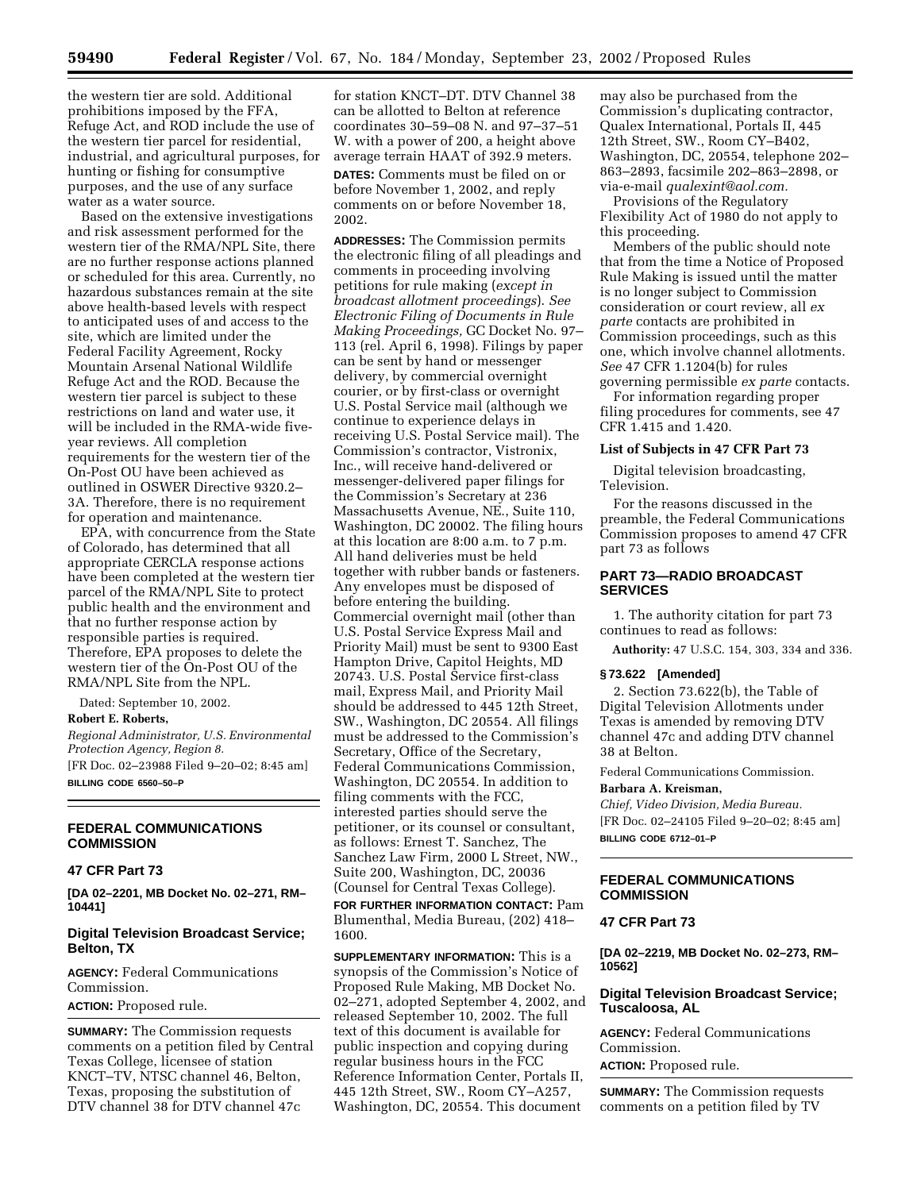the western tier are sold. Additional prohibitions imposed by the FFA, Refuge Act, and ROD include the use of the western tier parcel for residential, industrial, and agricultural purposes, for hunting or fishing for consumptive purposes, and the use of any surface water as a water source.

Based on the extensive investigations and risk assessment performed for the western tier of the RMA/NPL Site, there are no further response actions planned or scheduled for this area. Currently, no hazardous substances remain at the site above health-based levels with respect to anticipated uses of and access to the site, which are limited under the Federal Facility Agreement, Rocky Mountain Arsenal National Wildlife Refuge Act and the ROD. Because the western tier parcel is subject to these restrictions on land and water use, it will be included in the RMA-wide five-year reviews. All completion requirements for the western tier of the On-Post OU have been achieved as outlined in OSWER Directive 9320.2–3A. Therefore, there is no requirement for operation and maintenance.

EPA, with concurrence from the State of Colorado, has determined that all appropriate CERCLA response actions have been completed at the western tier parcel of the RMA/NPL Site to protect public health and the environment and that no further response action by responsible parties is required. Therefore, EPA proposes to delete the western tier of the On-Post OU of the RMA/NPL Site from the NPL.

Dated: September 10, 2002.

**Robert E. Roberts,**

*Regional Administrator, U.S. Environmental Protection Agency, Region 8.*

[FR Doc. 02–23988 Filed 9–20–02; 8:45 am]

**BILLING CODE 6560–50–P**

---

## FEDERAL COMMUNICATIONS COMMISSION

### 47 CFR Part 73

**[DA 02–2201, MB Docket No. 02–271, RM–10441]**

### Digital Television Broadcast Service; Belton, TX

**AGENCY:** Federal Communications Commission.

**ACTION:** Proposed rule.

**SUMMARY:** The Commission requests comments on a petition filed by Central Texas College, licensee of station KNCT–TV, NTSC channel 46, Belton, Texas, proposing the substitution of DTV channel 38 for DTV channel 47c for station KNCT–DT. DTV Channel 38 can be allotted to Belton at reference coordinates 30–59–08 N. and 97–37–51 W. with a power of 200, a height above average terrain HAAT of 392.9 meters.

**DATES:** Comments must be filed on or before November 1, 2002, and reply comments on or before November 18, 2002.

**ADDRESSES:** The Commission permits the electronic filing of all pleadings and comments in proceeding involving petitions for rule making (*except in broadcast allotment proceedings*). *See Electronic Filing of Documents in Rule Making Proceedings,* GC Docket No. 97–113 (rel. April 6, 1998). Filings by paper can be sent by hand or messenger delivery, by commercial overnight courier, or by first-class or overnight U.S. Postal Service mail (although we continue to experience delays in receiving U.S. Postal Service mail). The Commission's contractor, Vistronix, Inc., will receive hand-delivered or messenger-delivered paper filings for the Commission's Secretary at 236 Massachusetts Avenue, NE., Suite 110, Washington, DC 20002. The filing hours at this location are 8:00 a.m. to 7 p.m. All hand deliveries must be held together with rubber bands or fasteners. Any envelopes must be disposed of before entering the building. Commercial overnight mail (other than U.S. Postal Service Express Mail and Priority Mail) must be sent to 9300 East Hampton Drive, Capitol Heights, MD 20743. U.S. Postal Service first-class mail, Express Mail, and Priority Mail should be addressed to 445 12th Street, SW., Washington, DC 20554. All filings must be addressed to the Commission's Secretary, Office of the Secretary, Federal Communications Commission, Washington, DC 20554. In addition to filing comments with the FCC, interested parties should serve the petitioner, or its counsel or consultant, as follows: Ernest T. Sanchez, The Sanchez Law Firm, 2000 L Street, NW., Suite 200, Washington, DC, 20036 (Counsel for Central Texas College).

**FOR FURTHER INFORMATION CONTACT:** Pam Blumenthal, Media Bureau, (202) 418–1600.

**SUPPLEMENTARY INFORMATION:** This is a synopsis of the Commission's Notice of Proposed Rule Making, MB Docket No. 02–271, adopted September 4, 2002, and released September 10, 2002. The full text of this document is available for public inspection and copying during regular business hours in the FCC Reference Information Center, Portals II, 445 12th Street, SW., Room CY–A257, Washington, DC, 20554. This document may also be purchased from the Commission's duplicating contractor, Qualex International, Portals II, 445 12th Street, SW., Room CY–B402, Washington, DC, 20554, telephone 202–863–2893, facsimile 202–863–2898, or via-e-mail *qualexint@aol.com*.

Provisions of the Regulatory Flexibility Act of 1980 do not apply to this proceeding.

Members of the public should note that from the time a Notice of Proposed Rule Making is issued until the matter is no longer subject to Commission consideration or court review, all *ex parte* contacts are prohibited in Commission proceedings, such as this one, which involve channel allotments. *See* 47 CFR 1.1204(b) for rules governing permissible *ex parte* contacts.

For information regarding proper filing procedures for comments, see 47 CFR 1.415 and 1.420.

#### List of Subjects in 47 CFR Part 73

Digital television broadcasting, Television.

For the reasons discussed in the preamble, the Federal Communications Commission proposes to amend 47 CFR part 73 as follows

### PART 73—RADIO BROADCAST SERVICES

1. The authority citation for part 73 continues to read as follows:

**Authority:** 47 U.S.C. 154, 303, 334 and 336.

#### § 73.622 [Amended]

2. Section 73.622(b), the Table of Digital Television Allotments under Texas is amended by removing DTV channel 47c and adding DTV channel 38 at Belton.

Federal Communications Commission.

**Barbara A. Kreisman,**

*Chief, Video Division, Media Bureau.*

[FR Doc. 02–24105 Filed 9–20–02; 8:45 am]

**BILLING CODE 6712–01–P**

---

## FEDERAL COMMUNICATIONS COMMISSION

### 47 CFR Part 73

**[DA 02–2219, MB Docket No. 02–273, RM–10562]**

### Digital Television Broadcast Service; Tuscaloosa, AL

**AGENCY:** Federal Communications Commission.

**ACTION:** Proposed rule.

**SUMMARY:** The Commission requests comments on a petition filed by TV